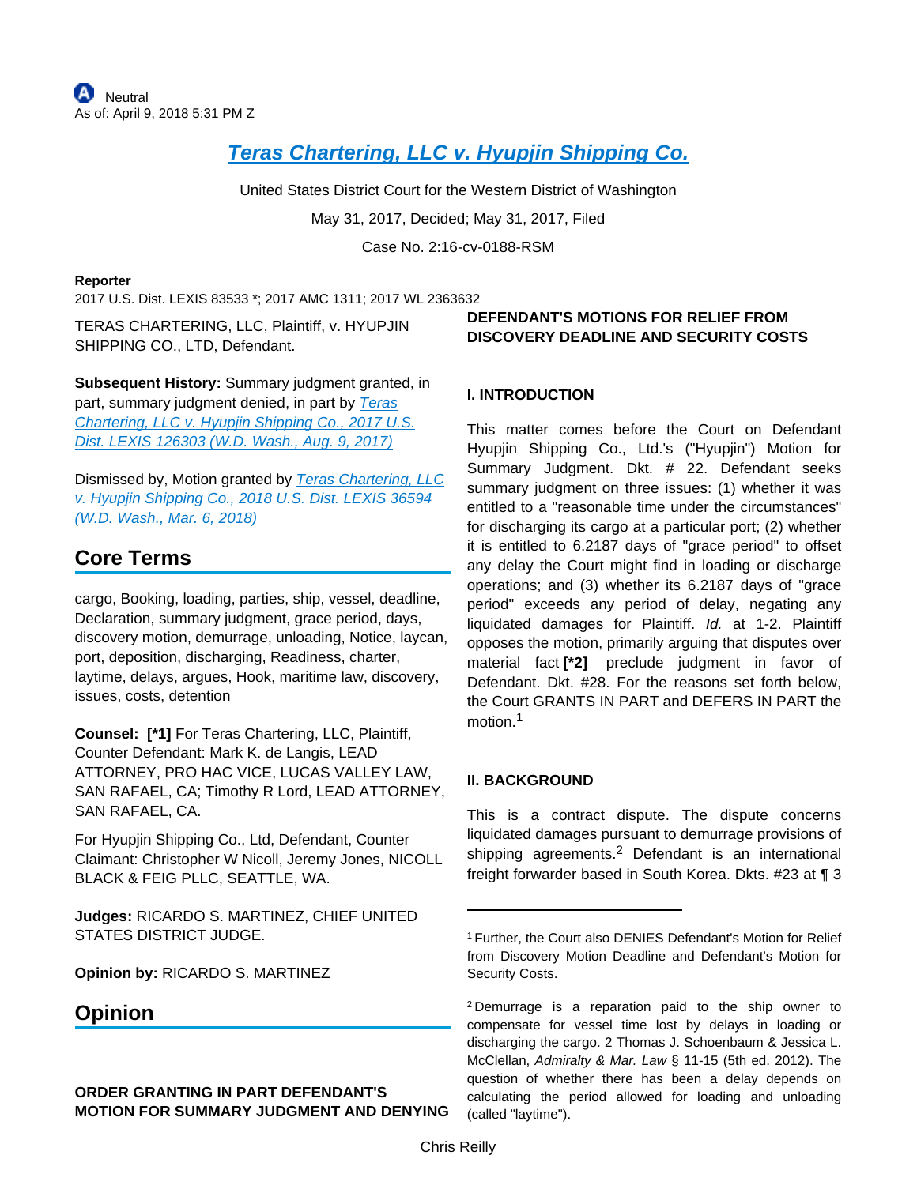Neutral
As of: April 9, 2018 5:31 PM Z

# Teras Chartering, LLC v. Hyupjin Shipping Co.

United States District Court for the Western District of Washington

May 31, 2017, Decided; May 31, 2017, Filed

Case No. 2:16-cv-0188-RSM

**Reporter**

2017 U.S. Dist. LEXIS 83533 *; 2017 AMC 1311; 2017 WL 2363632

TERAS CHARTERING, LLC, Plaintiff, v. HYUPJIN SHIPPING CO., LTD, Defendant.

**Subsequent History:** Summary judgment granted, in part, summary judgment denied, in part by Teras Chartering, LLC v. Hyupjin Shipping Co., 2017 U.S. Dist. LEXIS 126303 (W.D. Wash., Aug. 9, 2017)

Dismissed by, Motion granted by Teras Chartering, LLC v. Hyupjin Shipping Co., 2018 U.S. Dist. LEXIS 36594 (W.D. Wash., Mar. 6, 2018)

## Core Terms

cargo, Booking, loading, parties, ship, vessel, deadline, Declaration, summary judgment, grace period, days, discovery motion, demurrage, unloading, Notice, laycan, port, deposition, discharging, Readiness, charter, laytime, delays, argues, Hook, maritime law, discovery, issues, costs, detention

**Counsel:** **[*1]** For Teras Chartering, LLC, Plaintiff, Counter Defendant: Mark K. de Langis, LEAD ATTORNEY, PRO HAC VICE, LUCAS VALLEY LAW, SAN RAFAEL, CA; Timothy R Lord, LEAD ATTORNEY, SAN RAFAEL, CA.

For Hyupjin Shipping Co., Ltd, Defendant, Counter Claimant: Christopher W Nicoll, Jeremy Jones, NICOLL BLACK & FEIG PLLC, SEATTLE, WA.

**Judges:** RICARDO S. MARTINEZ, CHIEF UNITED STATES DISTRICT JUDGE.

**Opinion by:** RICARDO S. MARTINEZ

## Opinion

**ORDER GRANTING IN PART DEFENDANT'S MOTION FOR SUMMARY JUDGMENT AND DENYING DEFENDANT'S MOTIONS FOR RELIEF FROM DISCOVERY DEADLINE AND SECURITY COSTS**

### I. INTRODUCTION

This matter comes before the Court on Defendant Hyupjin Shipping Co., Ltd.'s ("Hyupjin") Motion for Summary Judgment. Dkt. # 22. Defendant seeks summary judgment on three issues: (1) whether it was entitled to a "reasonable time under the circumstances" for discharging its cargo at a particular port; (2) whether it is entitled to 6.2187 days of "grace period" to offset any delay the Court might find in loading or discharge operations; and (3) whether its 6.2187 days of "grace period" exceeds any period of delay, negating any liquidated damages for Plaintiff. *Id.* at 1-2. Plaintiff opposes the motion, primarily arguing that disputes over material fact **[*2]** preclude judgment in favor of Defendant. Dkt. #28. For the reasons set forth below, the Court GRANTS IN PART and DEFERS IN PART the motion.[1]

### II. BACKGROUND

This is a contract dispute. The dispute concerns liquidated damages pursuant to demurrage provisions of shipping agreements.[2] Defendant is an international freight forwarder based in South Korea. Dkts. #23 at ¶ 3

[1] Further, the Court also DENIES Defendant's Motion for Relief from Discovery Motion Deadline and Defendant's Motion for Security Costs.

[2] Demurrage is a reparation paid to the ship owner to compensate for vessel time lost by delays in loading or discharging the cargo. 2 Thomas J. Schoenbaum & Jessica L. McClellan, *Admiralty & Mar. Law* § 11-15 (5th ed. 2012). The question of whether there has been a delay depends on calculating the period allowed for loading and unloading (called "laytime").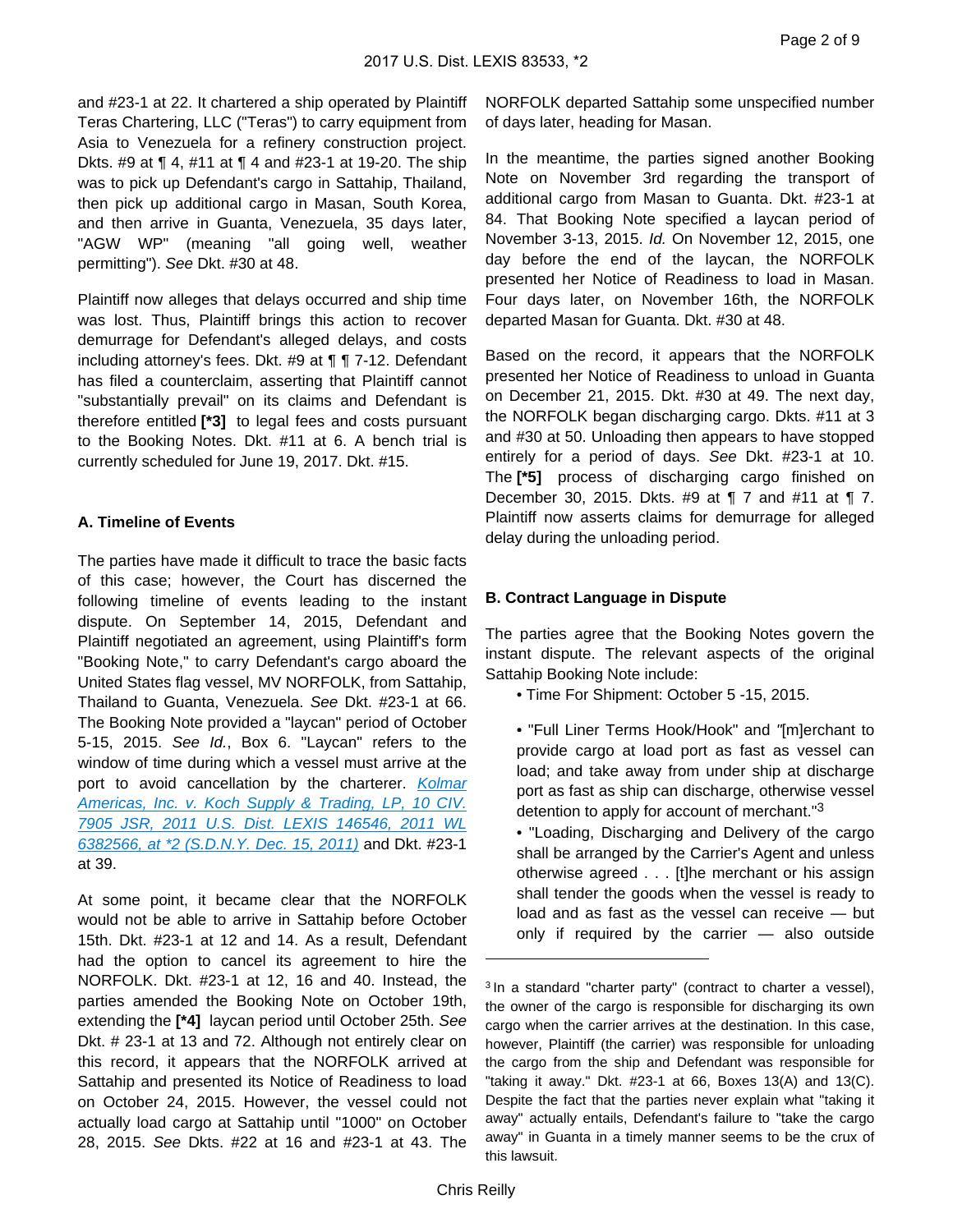and #23-1 at 22. It chartered a ship operated by Plaintiff Teras Chartering, LLC ("Teras") to carry equipment from Asia to Venezuela for a refinery construction project. Dkts. #9 at ¶ 4, #11 at ¶ 4 and #23-1 at 19-20. The ship was to pick up Defendant's cargo in Sattahip, Thailand, then pick up additional cargo in Masan, South Korea, and then arrive in Guanta, Venezuela, 35 days later, "AGW WP" (meaning "all going well, weather permitting"). *See* Dkt. #30 at 48.

Plaintiff now alleges that delays occurred and ship time was lost. Thus, Plaintiff brings this action to recover demurrage for Defendant's alleged delays, and costs including attorney's fees. Dkt. #9 at ¶ ¶ 7-12. Defendant has filed a counterclaim, asserting that Plaintiff cannot "substantially prevail" on its claims and Defendant is therefore entitled **[*3]** to legal fees and costs pursuant to the Booking Notes. Dkt. #11 at 6. A bench trial is currently scheduled for June 19, 2017. Dkt. #15.

### A. Timeline of Events

The parties have made it difficult to trace the basic facts of this case; however, the Court has discerned the following timeline of events leading to the instant dispute. On September 14, 2015, Defendant and Plaintiff negotiated an agreement, using Plaintiff's form "Booking Note," to carry Defendant's cargo aboard the United States flag vessel, MV NORFOLK, from Sattahip, Thailand to Guanta, Venezuela. *See* Dkt. #23-1 at 66. The Booking Note provided a "laycan" period of October 5-15, 2015. *See Id.*, Box 6. "Laycan" refers to the window of time during which a vessel must arrive at the port to avoid cancellation by the charterer. Kolmar Americas, Inc. v. Koch Supply & Trading, LP, 10 CIV. 7905 JSR, 2011 U.S. Dist. LEXIS 146546, 2011 WL 6382566, at *2 (S.D.N.Y. Dec. 15, 2011) and Dkt. #23-1 at 39.

At some point, it became clear that the NORFOLK would not be able to arrive in Sattahip before October 15th. Dkt. #23-1 at 12 and 14. As a result, Defendant had the option to cancel its agreement to hire the NORFOLK. Dkt. #23-1 at 12, 16 and 40. Instead, the parties amended the Booking Note on October 19th, extending the **[*4]** laycan period until October 25th. *See* Dkt. # 23-1 at 13 and 72. Although not entirely clear on this record, it appears that the NORFOLK arrived at Sattahip and presented its Notice of Readiness to load on October 24, 2015. However, the vessel could not actually load cargo at Sattahip until "1000" on October 28, 2015. *See* Dkts. #22 at 16 and #23-1 at 43. The NORFOLK departed Sattahip some unspecified number of days later, heading for Masan.

In the meantime, the parties signed another Booking Note on November 3rd regarding the transport of additional cargo from Masan to Guanta. Dkt. #23-1 at 84. That Booking Note specified a laycan period of November 3-13, 2015. *Id.* On November 12, 2015, one day before the end of the laycan, the NORFOLK presented her Notice of Readiness to load in Masan. Four days later, on November 16th, the NORFOLK departed Masan for Guanta. Dkt. #30 at 48.

Based on the record, it appears that the NORFOLK presented her Notice of Readiness to unload in Guanta on December 21, 2015. Dkt. #30 at 49. The next day, the NORFOLK began discharging cargo. Dkts. #11 at 3 and #30 at 50. Unloading then appears to have stopped entirely for a period of days. *See* Dkt. #23-1 at 10. The **[*5]** process of discharging cargo finished on December 30, 2015. Dkts. #9 at ¶ 7 and #11 at ¶ 7. Plaintiff now asserts claims for demurrage for alleged delay during the unloading period.

### B. Contract Language in Dispute

The parties agree that the Booking Notes govern the instant dispute. The relevant aspects of the original Sattahip Booking Note include:

- Time For Shipment: October 5 -15, 2015.
- "Full Liner Terms Hook/Hook" and "[m]erchant to provide cargo at load port as fast as vessel can load; and take away from under ship at discharge port as fast as ship can discharge, otherwise vessel detention to apply for account of merchant."[3]
- "Loading, Discharging and Delivery of the cargo shall be arranged by the Carrier's Agent and unless otherwise agreed . . . [t]he merchant or his assign shall tender the goods when the vessel is ready to load and as fast as the vessel can receive — but only if required by the carrier — also outside

---

[3] In a standard "charter party" (contract to charter a vessel), the owner of the cargo is responsible for discharging its own cargo when the carrier arrives at the destination. In this case, however, Plaintiff (the carrier) was responsible for unloading the cargo from the ship and Defendant was responsible for "taking it away." Dkt. #23-1 at 66, Boxes 13(A) and 13(C). Despite the fact that the parties never explain what "taking it away" actually entails, Defendant's failure to "take the cargo away" in Guanta in a timely manner seems to be the crux of this lawsuit.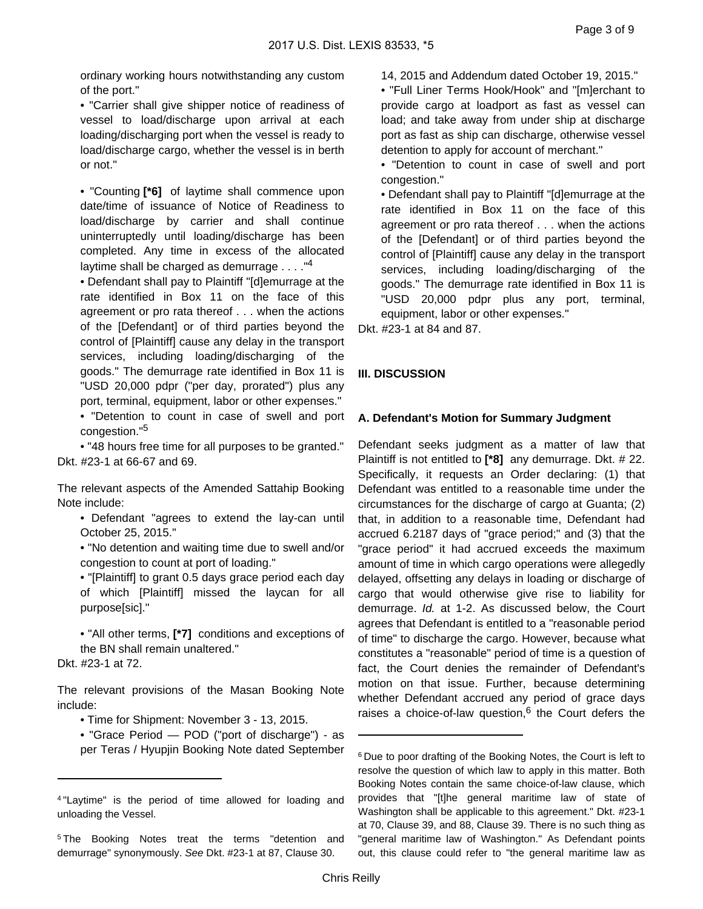ordinary working hours notwithstanding any custom of the port."

- "Carrier shall give shipper notice of readiness of vessel to load/discharge upon arrival at each loading/discharging port when the vessel is ready to load/discharge cargo, whether the vessel is in berth or not."

- "Counting **[*6]** of laytime shall commence upon date/time of issuance of Notice of Readiness to load/discharge by carrier and shall continue uninterruptedly until loading/discharge has been completed. Any time in excess of the allocated laytime shall be charged as demurrage . . . ."[4]
- Defendant shall pay to Plaintiff "[d]emurrage at the rate identified in Box 11 on the face of this agreement or pro rata thereof . . . when the actions of the [Defendant] or of third parties beyond the control of [Plaintiff] cause any delay in the transport services, including loading/discharging of the goods." The demurrage rate identified in Box 11 is "USD 20,000 pdpr ("per day, prorated") plus any port, terminal, equipment, labor or other expenses."
- "Detention to count in case of swell and port congestion."[5]
- "48 hours free time for all purposes to be granted."

Dkt. #23-1 at 66-67 and 69.

The relevant aspects of the Amended Sattahip Booking Note include:

- Defendant "agrees to extend the lay-can until October 25, 2015."
- "No detention and waiting time due to swell and/or congestion to count at port of loading."
- "[Plaintiff] to grant 0.5 days grace period each day of which [Plaintiff] missed the laycan for all purpose[sic]."

- "All other terms, **[*7]** conditions and exceptions of the BN shall remain unaltered."

Dkt. #23-1 at 72.

The relevant provisions of the Masan Booking Note include:

- Time for Shipment: November 3 - 13, 2015.
- "Grace Period — POD ("port of discharge") - as per Teras / Hyupjin Booking Note dated September 14, 2015 and Addendum dated October 19, 2015."
- "Full Liner Terms Hook/Hook" and "[m]erchant to provide cargo at loadport as fast as vessel can load; and take away from under ship at discharge port as fast as ship can discharge, otherwise vessel detention to apply for account of merchant."
- "Detention to count in case of swell and port congestion."
- Defendant shall pay to Plaintiff "[d]emurrage at the rate identified in Box 11 on the face of this agreement or pro rata thereof . . . when the actions of the [Defendant] or of third parties beyond the control of [Plaintiff] cause any delay in the transport services, including loading/discharging of the goods." The demurrage rate identified in Box 11 is "USD 20,000 pdpr plus any port, terminal, equipment, labor or other expenses."

Dkt. #23-1 at 84 and 87.

## III. DISCUSSION

### A. Defendant's Motion for Summary Judgment

Defendant seeks judgment as a matter of law that Plaintiff is not entitled to **[*8]** any demurrage. Dkt. # 22. Specifically, it requests an Order declaring: (1) that Defendant was entitled to a reasonable time under the circumstances for the discharge of cargo at Guanta; (2) that, in addition to a reasonable time, Defendant had accrued 6.2187 days of "grace period;" and (3) that the "grace period" it had accrued exceeds the maximum amount of time in which cargo operations were allegedly delayed, offsetting any delays in loading or discharge of cargo that would otherwise give rise to liability for demurrage. *Id.* at 1-2. As discussed below, the Court agrees that Defendant is entitled to a "reasonable period of time" to discharge the cargo. However, because what constitutes a "reasonable" period of time is a question of fact, the Court denies the remainder of Defendant's motion on that issue. Further, because determining whether Defendant accrued any period of grace days raises a choice-of-law question,[6] the Court defers the

---

[4] "Laytime" is the period of time allowed for loading and unloading the Vessel.

[5] The Booking Notes treat the terms "detention and demurrage" synonymously. *See* Dkt. #23-1 at 87, Clause 30.

[6] Due to poor drafting of the Booking Notes, the Court is left to resolve the question of which law to apply in this matter. Both Booking Notes contain the same choice-of-law clause, which provides that "[t]he general maritime law of state of Washington shall be applicable to this agreement." Dkt. #23-1 at 70, Clause 39, and 88, Clause 39. There is no such thing as "general maritime law of Washington." As Defendant points out, this clause could refer to "the general maritime law as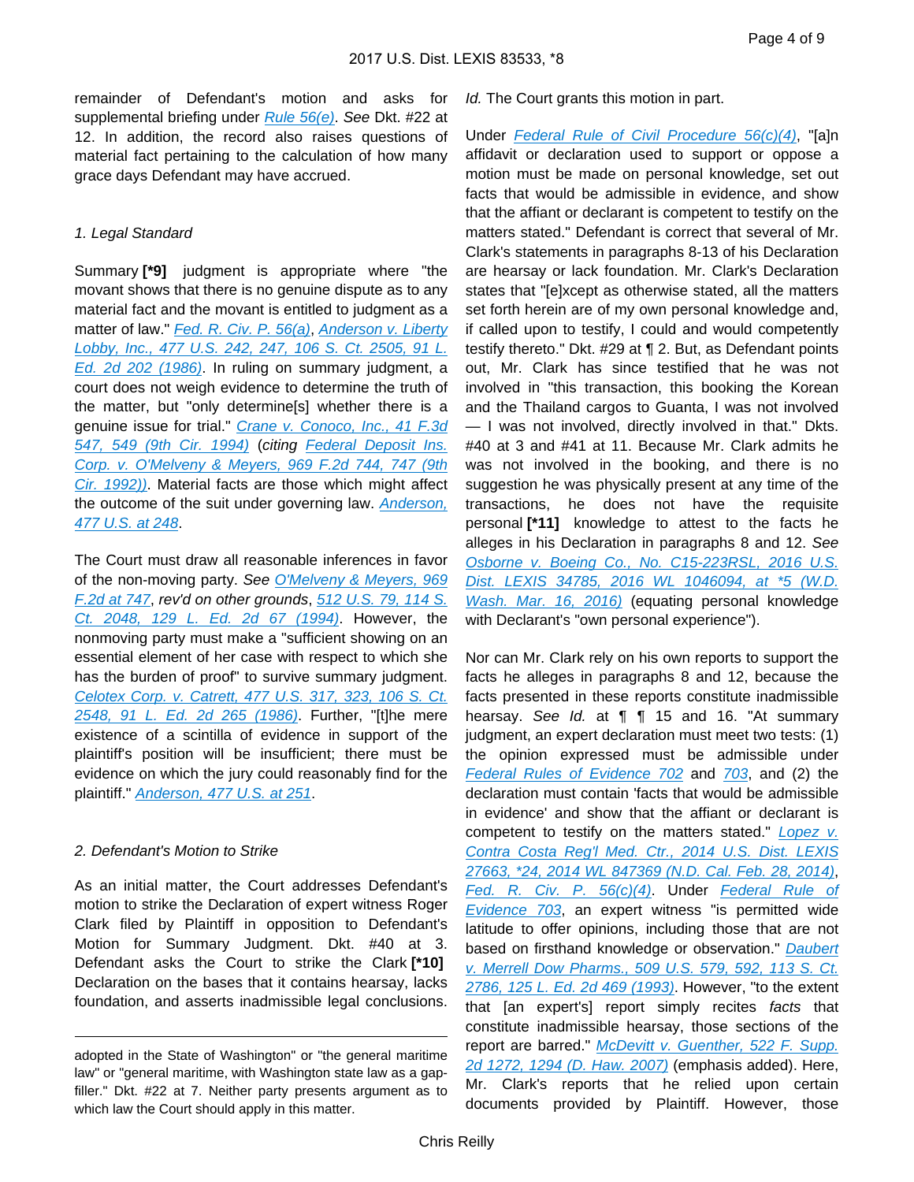remainder of Defendant's motion and asks for supplemental briefing under Rule 56(e). *See* Dkt. #22 at 12. In addition, the record also raises questions of material fact pertaining to the calculation of how many grace days Defendant may have accrued.

*1. Legal Standard*

Summary **[*9]** judgment is appropriate where "the movant shows that there is no genuine dispute as to any material fact and the movant is entitled to judgment as a matter of law." Fed. R. Civ. P. 56(a), Anderson v. Liberty Lobby, Inc., 477 U.S. 242, 247, 106 S. Ct. 2505, 91 L. Ed. 2d 202 (1986). In ruling on summary judgment, a court does not weigh evidence to determine the truth of the matter, but "only determine[s] whether there is a genuine issue for trial." Crane v. Conoco, Inc., 41 F.3d 547, 549 (9th Cir. 1994) (citing Federal Deposit Ins. Corp. v. O'Melveny & Meyers, 969 F.2d 744, 747 (9th Cir. 1992)). Material facts are those which might affect the outcome of the suit under governing law. Anderson, 477 U.S. at 248.

The Court must draw all reasonable inferences in favor of the non-moving party. *See* O'Melveny & Meyers, 969 F.2d at 747, *rev'd on other grounds*, 512 U.S. 79, 114 S. Ct. 2048, 129 L. Ed. 2d 67 (1994). However, the nonmoving party must make a "sufficient showing on an essential element of her case with respect to which she has the burden of proof" to survive summary judgment. Celotex Corp. v. Catrett, 477 U.S. 317, 323, 106 S. Ct. 2548, 91 L. Ed. 2d 265 (1986). Further, "[t]he mere existence of a scintilla of evidence in support of the plaintiff's position will be insufficient; there must be evidence on which the jury could reasonably find for the plaintiff." Anderson, 477 U.S. at 251.

*2. Defendant's Motion to Strike*

As an initial matter, the Court addresses Defendant's motion to strike the Declaration of expert witness Roger Clark filed by Plaintiff in opposition to Defendant's Motion for Summary Judgment. Dkt. #40 at 3. Defendant asks the Court to strike the Clark **[*10]** Declaration on the bases that it contains hearsay, lacks foundation, and asserts inadmissible legal conclusions. *Id.* The Court grants this motion in part.

Under Federal Rule of Civil Procedure 56(c)(4), "[a]n affidavit or declaration used to support or oppose a motion must be made on personal knowledge, set out facts that would be admissible in evidence, and show that the affiant or declarant is competent to testify on the matters stated." Defendant is correct that several of Mr. Clark's statements in paragraphs 8-13 of his Declaration are hearsay or lack foundation. Mr. Clark's Declaration states that "[e]xcept as otherwise stated, all the matters set forth herein are of my own personal knowledge and, if called upon to testify, I could and would competently testify thereto." Dkt. #29 at ¶ 2. But, as Defendant points out, Mr. Clark has since testified that he was not involved in "this transaction, this booking the Korean and the Thailand cargos to Guanta, I was not involved — I was not involved, directly involved in that." Dkts. #40 at 3 and #41 at 11. Because Mr. Clark admits he was not involved in the booking, and there is no suggestion he was physically present at any time of the transactions, he does not have the requisite personal **[*11]** knowledge to attest to the facts he alleges in his Declaration in paragraphs 8 and 12. *See* Osborne v. Boeing Co., No. C15-223RSL, 2016 U.S. Dist. LEXIS 34785, 2016 WL 1046094, at *5 (W.D. Wash. Mar. 16, 2016) (equating personal knowledge with Declarant's "own personal experience").

Nor can Mr. Clark rely on his own reports to support the facts he alleges in paragraphs 8 and 12, because the facts presented in these reports constitute inadmissible hearsay. *See Id.* at ¶ ¶ 15 and 16. "At summary judgment, an expert declaration must meet two tests: (1) the opinion expressed must be admissible under Federal Rules of Evidence 702 and 703, and (2) the declaration must contain 'facts that would be admissible in evidence' and show that the affiant or declarant is competent to testify on the matters stated." Lopez v. Contra Costa Reg'l Med. Ctr., 2014 U.S. Dist. LEXIS 27663, *24, 2014 WL 847369 (N.D. Cal. Feb. 28, 2014), Fed. R. Civ. P. 56(c)(4). Under Federal Rule of Evidence 703, an expert witness "is permitted wide latitude to offer opinions, including those that are not based on firsthand knowledge or observation." Daubert v. Merrell Dow Pharms., 509 U.S. 579, 592, 113 S. Ct. 2786, 125 L. Ed. 2d 469 (1993). However, "to the extent that [an expert's] report simply recites *facts* that constitute inadmissible hearsay, those sections of the report are barred." McDevitt v. Guenther, 522 F. Supp. 2d 1272, 1294 (D. Haw. 2007) (emphasis added). Here, Mr. Clark's reports that he relied upon certain documents provided by Plaintiff. However, those

adopted in the State of Washington" or "the general maritime law" or "general maritime, with Washington state law as a gap-filler." Dkt. #22 at 7. Neither party presents argument as to which law the Court should apply in this matter.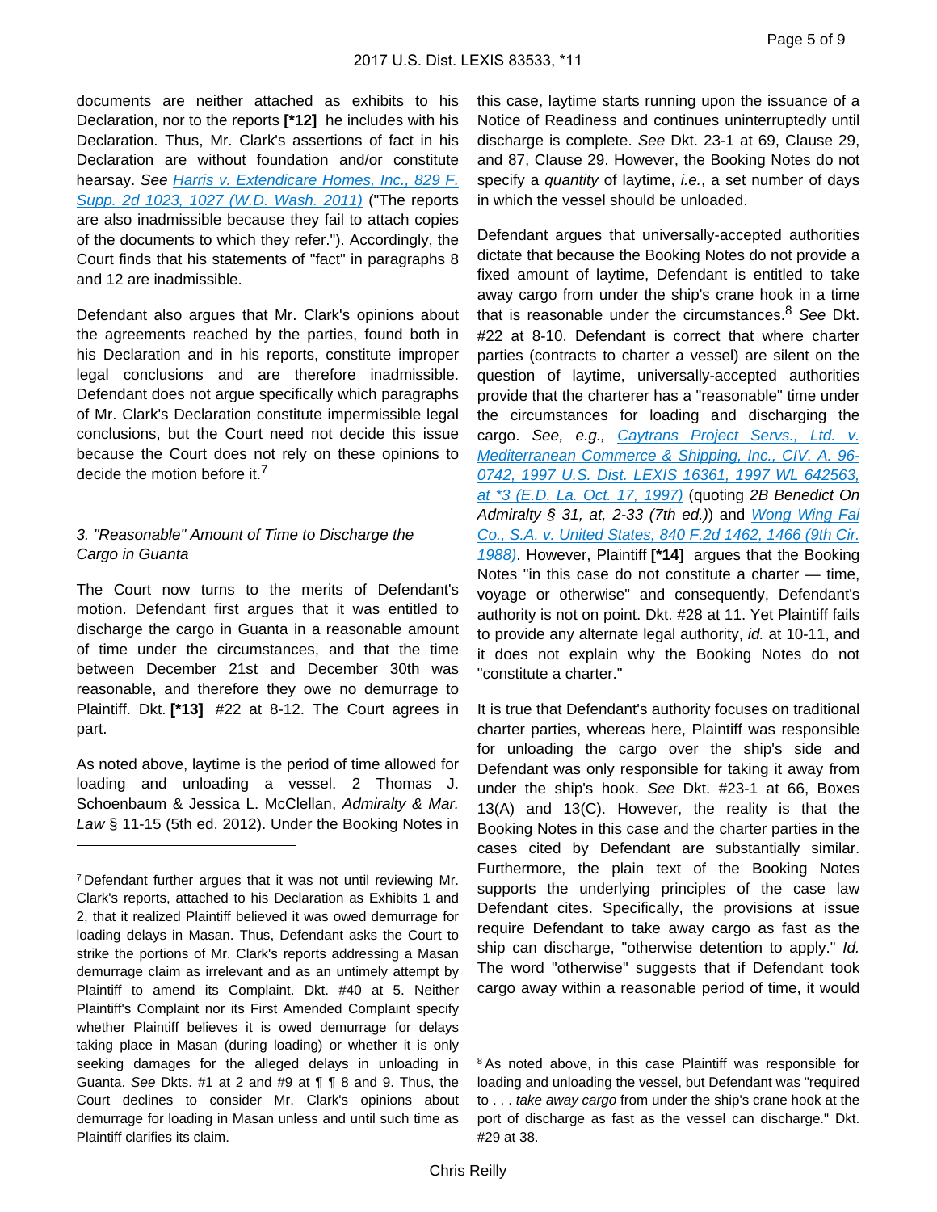documents are neither attached as exhibits to his Declaration, nor to the reports **[\*12]** he includes with his Declaration. Thus, Mr. Clark's assertions of fact in his Declaration are without foundation and/or constitute hearsay. *See* Harris v. Extendicare Homes, Inc., 829 F. Supp. 2d 1023, 1027 (W.D. Wash. 2011) ("The reports are also inadmissible because they fail to attach copies of the documents to which they refer."). Accordingly, the Court finds that his statements of "fact" in paragraphs 8 and 12 are inadmissible.

Defendant also argues that Mr. Clark's opinions about the agreements reached by the parties, found both in his Declaration and in his reports, constitute improper legal conclusions and are therefore inadmissible. Defendant does not argue specifically which paragraphs of Mr. Clark's Declaration constitute impermissible legal conclusions, but the Court need not decide this issue because the Court does not rely on these opinions to decide the motion before it.[7]

*3. "Reasonable" Amount of Time to Discharge the Cargo in Guanta*

The Court now turns to the merits of Defendant's motion. Defendant first argues that it was entitled to discharge the cargo in Guanta in a reasonable amount of time under the circumstances, and that the time between December 21st and December 30th was reasonable, and therefore they owe no demurrage to Plaintiff. Dkt. **[\*13]** #22 at 8-12. The Court agrees in part.

As noted above, laytime is the period of time allowed for loading and unloading a vessel. 2 Thomas J. Schoenbaum & Jessica L. McClellan, *Admiralty & Mar. Law* § 11-15 (5th ed. 2012). Under the Booking Notes in this case, laytime starts running upon the issuance of a Notice of Readiness and continues uninterruptedly until discharge is complete. *See* Dkt. 23-1 at 69, Clause 29, and 87, Clause 29. However, the Booking Notes do not specify a *quantity* of laytime, *i.e.*, a set number of days in which the vessel should be unloaded.

Defendant argues that universally-accepted authorities dictate that because the Booking Notes do not provide a fixed amount of laytime, Defendant is entitled to take away cargo from under the ship's crane hook in a time that is reasonable under the circumstances.[8] *See* Dkt. #22 at 8-10. Defendant is correct that where charter parties (contracts to charter a vessel) are silent on the question of laytime, universally-accepted authorities provide that the charterer has a "reasonable" time under the circumstances for loading and discharging the cargo. *See, e.g.,* Caytrans Project Servs., Ltd. v. Mediterranean Commerce & Shipping, Inc., CIV. A. 96-0742, 1997 U.S. Dist. LEXIS 16361, 1997 WL 642563, at \*3 (E.D. La. Oct. 17, 1997) (quoting *2B Benedict On Admiralty § 31, at, 2-33 (7th ed.)*) and Wong Wing Fai Co., S.A. v. United States, 840 F.2d 1462, 1466 (9th Cir. 1988). However, Plaintiff **[\*14]** argues that the Booking Notes "in this case do not constitute a charter — time, voyage or otherwise" and consequently, Defendant's authority is not on point. Dkt. #28 at 11. Yet Plaintiff fails to provide any alternate legal authority, *id.* at 10-11, and it does not explain why the Booking Notes do not "constitute a charter."

It is true that Defendant's authority focuses on traditional charter parties, whereas here, Plaintiff was responsible for unloading the cargo over the ship's side and Defendant was only responsible for taking it away from under the ship's hook. *See* Dkt. #23-1 at 66, Boxes 13(A) and 13(C). However, the reality is that the Booking Notes in this case and the charter parties in the cases cited by Defendant are substantially similar. Furthermore, the plain text of the Booking Notes supports the underlying principles of the case law Defendant cites. Specifically, the provisions at issue require Defendant to take away cargo as fast as the ship can discharge, "otherwise detention to apply." *Id.* The word "otherwise" suggests that if Defendant took cargo away within a reasonable period of time, it would

---

[7] Defendant further argues that it was not until reviewing Mr. Clark's reports, attached to his Declaration as Exhibits 1 and 2, that it realized Plaintiff believed it was owed demurrage for loading delays in Masan. Thus, Defendant asks the Court to strike the portions of Mr. Clark's reports addressing a Masan demurrage claim as irrelevant and as an untimely attempt by Plaintiff to amend its Complaint. Dkt. #40 at 5. Neither Plaintiff's Complaint nor its First Amended Complaint specify whether Plaintiff believes it is owed demurrage for delays taking place in Masan (during loading) or whether it is only seeking damages for the alleged delays in unloading in Guanta. *See* Dkts. #1 at 2 and #9 at ¶ ¶ 8 and 9. Thus, the Court declines to consider Mr. Clark's opinions about demurrage for loading in Masan unless and until such time as Plaintiff clarifies its claim.

[8] As noted above, in this case Plaintiff was responsible for loading and unloading the vessel, but Defendant was "required to . . . *take away cargo* from under the ship's crane hook at the port of discharge as fast as the vessel can discharge." Dkt. #29 at 38.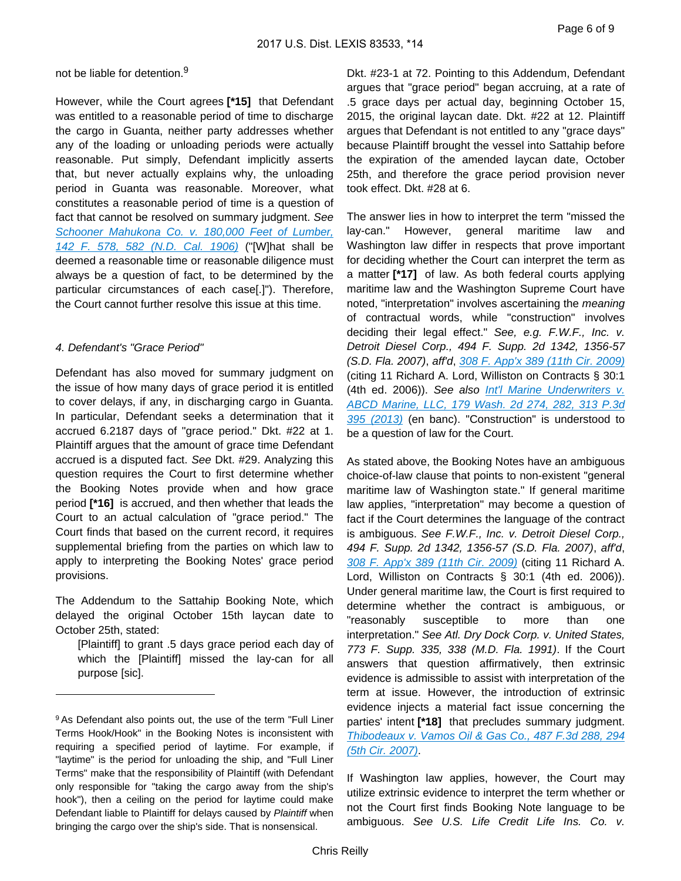not be liable for detention.[9]

However, while the Court agrees **[*15]** that Defendant was entitled to a reasonable period of time to discharge the cargo in Guanta, neither party addresses whether any of the loading or unloading periods were actually reasonable. Put simply, Defendant implicitly asserts that, but never actually explains why, the unloading period in Guanta was reasonable. Moreover, what constitutes a reasonable period of time is a question of fact that cannot be resolved on summary judgment. *See* Schooner Mahukona Co. v. 180,000 Feet of Lumber, 142 F. 578, 582 (N.D. Cal. 1906) ("[W]hat shall be deemed a reasonable time or reasonable diligence must always be a question of fact, to be determined by the particular circumstances of each case[.]"). Therefore, the Court cannot further resolve this issue at this time.

*4. Defendant's "Grace Period"*

Defendant has also moved for summary judgment on the issue of how many days of grace period it is entitled to cover delays, if any, in discharging cargo in Guanta. In particular, Defendant seeks a determination that it accrued 6.2187 days of "grace period." Dkt. #22 at 1. Plaintiff argues that the amount of grace time Defendant accrued is a disputed fact. *See* Dkt. #29. Analyzing this question requires the Court to first determine whether the Booking Notes provide when and how grace period **[*16]** is accrued, and then whether that leads the Court to an actual calculation of "grace period." The Court finds that based on the current record, it requires supplemental briefing from the parties on which law to apply to interpreting the Booking Notes' grace period provisions.

The Addendum to the Sattahip Booking Note, which delayed the original October 15th laycan date to October 25th, stated:

> [Plaintiff] to grant .5 days grace period each day of which the [Plaintiff] missed the lay-can for all purpose [sic].

Dkt. #23-1 at 72. Pointing to this Addendum, Defendant argues that "grace period" began accruing, at a rate of .5 grace days per actual day, beginning October 15, 2015, the original laycan date. Dkt. #22 at 12. Plaintiff argues that Defendant is not entitled to any "grace days" because Plaintiff brought the vessel into Sattahip before the expiration of the amended laycan date, October 25th, and therefore the grace period provision never took effect. Dkt. #28 at 6.

The answer lies in how to interpret the term "missed the lay-can." However, general maritime law and Washington law differ in respects that prove important for deciding whether the Court can interpret the term as a matter **[*17]** of law. As both federal courts applying maritime law and the Washington Supreme Court have noted, "interpretation" involves ascertaining the *meaning* of contractual words, while "construction" involves deciding their legal effect." *See, e.g. F.W.F., Inc. v. Detroit Diesel Corp., 494 F. Supp. 2d 1342, 1356-57 (S.D. Fla. 2007)*, *aff'd*, 308 F. App'x 389 (11th Cir. 2009) (citing 11 Richard A. Lord, Williston on Contracts § 30:1 (4th ed. 2006)). *See also* Int'l Marine Underwriters v. ABCD Marine, LLC, 179 Wash. 2d 274, 282, 313 P.3d 395 (2013) (en banc). "Construction" is understood to be a question of law for the Court.

As stated above, the Booking Notes have an ambiguous choice-of-law clause that points to non-existent "general maritime law of Washington state." If general maritime law applies, "interpretation" may become a question of fact if the Court determines the language of the contract is ambiguous. *See F.W.F., Inc. v. Detroit Diesel Corp., 494 F. Supp. 2d 1342, 1356-57 (S.D. Fla. 2007)*, *aff'd*, 308 F. App'x 389 (11th Cir. 2009) (citing 11 Richard A. Lord, Williston on Contracts § 30:1 (4th ed. 2006)). Under general maritime law, the Court is first required to determine whether the contract is ambiguous, or "reasonably susceptible to more than one interpretation." *See Atl. Dry Dock Corp. v. United States, 773 F. Supp. 335, 338 (M.D. Fla. 1991)*. If the Court answers that question affirmatively, then extrinsic evidence is admissible to assist with interpretation of the term at issue. However, the introduction of extrinsic evidence injects a material fact issue concerning the parties' intent **[*18]** that precludes summary judgment. Thibodeaux v. Vamos Oil & Gas Co., 487 F.3d 288, 294 (5th Cir. 2007).

If Washington law applies, however, the Court may utilize extrinsic evidence to interpret the term whether or not the Court first finds Booking Note language to be ambiguous. *See U.S. Life Credit Life Ins. Co. v.*

---

[9] As Defendant also points out, the use of the term "Full Liner Terms Hook/Hook" in the Booking Notes is inconsistent with requiring a specified period of laytime. For example, if "laytime" is the period for unloading the ship, and "Full Liner Terms" make that the responsibility of Plaintiff (with Defendant only responsible for "taking the cargo away from the ship's hook"), then a ceiling on the period for laytime could make Defendant liable to Plaintiff for delays caused by *Plaintiff* when bringing the cargo over the ship's side. That is nonsensical.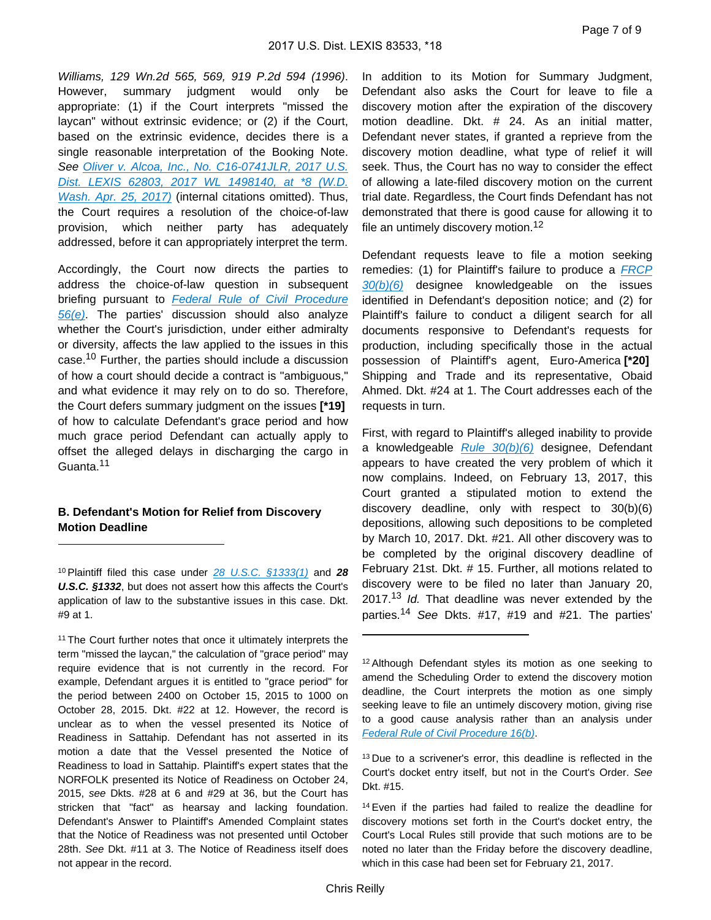*Williams, 129 Wn.2d 565, 569, 919 P.2d 594 (1996)*. However, summary judgment would only be appropriate: (1) if the Court interprets "missed the laycan" without extrinsic evidence; or (2) if the Court, based on the extrinsic evidence, decides there is a single reasonable interpretation of the Booking Note. *See Oliver v. Alcoa, Inc., No. C16-0741JLR, 2017 U.S. Dist. LEXIS 62803, 2017 WL 1498140, at *8 (W.D. Wash. Apr. 25, 2017)* (internal citations omitted). Thus, the Court requires a resolution of the choice-of-law provision, which neither party has adequately addressed, before it can appropriately interpret the term.

Accordingly, the Court now directs the parties to address the choice-of-law question in subsequent briefing pursuant to *Federal Rule of Civil Procedure 56(e)*. The parties' discussion should also analyze whether the Court's jurisdiction, under either admiralty or diversity, affects the law applied to the issues in this case.[10] Further, the parties should include a discussion of how a court should decide a contract is "ambiguous," and what evidence it may rely on to do so. Therefore, the Court defers summary judgment on the issues **[*19]** of how to calculate Defendant's grace period and how much grace period Defendant can actually apply to offset the alleged delays in discharging the cargo in Guanta.[11]

### B. Defendant's Motion for Relief from Discovery Motion Deadline

In addition to its Motion for Summary Judgment, Defendant also asks the Court for leave to file a discovery motion after the expiration of the discovery motion deadline. Dkt. # 24. As an initial matter, Defendant never states, if granted a reprieve from the discovery motion deadline, what type of relief it will seek. Thus, the Court has no way to consider the effect of allowing a late-filed discovery motion on the current trial date. Regardless, the Court finds Defendant has not demonstrated that there is good cause for allowing it to file an untimely discovery motion.[12]

Defendant requests leave to file a motion seeking remedies: (1) for Plaintiff's failure to produce a *FRCP 30(b)(6)* designee knowledgeable on the issues identified in Defendant's deposition notice; and (2) for Plaintiff's failure to conduct a diligent search for all documents responsive to Defendant's requests for production, including specifically those in the actual possession of Plaintiff's agent, Euro-America **[*20]** Shipping and Trade and its representative, Obaid Ahmed. Dkt. #24 at 1. The Court addresses each of the requests in turn.

First, with regard to Plaintiff's alleged inability to provide a knowledgeable *Rule 30(b)(6)* designee, Defendant appears to have created the very problem of which it now complains. Indeed, on February 13, 2017, this Court granted a stipulated motion to extend the discovery deadline, only with respect to 30(b)(6) depositions, allowing such depositions to be completed by March 10, 2017. Dkt. #21. All other discovery was to be completed by the original discovery deadline of February 21st. Dkt. # 15. Further, all motions related to discovery were to be filed no later than January 20, 2017.[13] *Id.* That deadline was never extended by the parties.[14] *See* Dkts. #17, #19 and #21. The parties'

---

[10] Plaintiff filed this case under *28 U.S.C. §1333(1)* and ***28 U.S.C. §1332***, but does not assert how this affects the Court's application of law to the substantive issues in this case. Dkt. #9 at 1.

[11] The Court further notes that once it ultimately interprets the term "missed the laycan," the calculation of "grace period" may require evidence that is not currently in the record. For example, Defendant argues it is entitled to "grace period" for the period between 2400 on October 15, 2015 to 1000 on October 28, 2015. Dkt. #22 at 12. However, the record is unclear as to when the vessel presented its Notice of Readiness in Sattahip. Defendant has not asserted in its motion a date that the Vessel presented the Notice of Readiness to load in Sattahip. Plaintiff's expert states that the NORFOLK presented its Notice of Readiness on October 24, 2015, *see* Dkts. #28 at 6 and #29 at 36, but the Court has stricken that "fact" as hearsay and lacking foundation. Defendant's Answer to Plaintiff's Amended Complaint states that the Notice of Readiness was not presented until October 28th. *See* Dkt. #11 at 3. The Notice of Readiness itself does not appear in the record.

[12] Although Defendant styles its motion as one seeking to amend the Scheduling Order to extend the discovery motion deadline, the Court interprets the motion as one simply seeking leave to file an untimely discovery motion, giving rise to a good cause analysis rather than an analysis under *Federal Rule of Civil Procedure 16(b)*.

[13] Due to a scrivener's error, this deadline is reflected in the Court's docket entry itself, but not in the Court's Order. *See* Dkt. #15.

[14] Even if the parties had failed to realize the deadline for discovery motions set forth in the Court's docket entry, the Court's Local Rules still provide that such motions are to be noted no later than the Friday before the discovery deadline, which in this case had been set for February 21, 2017.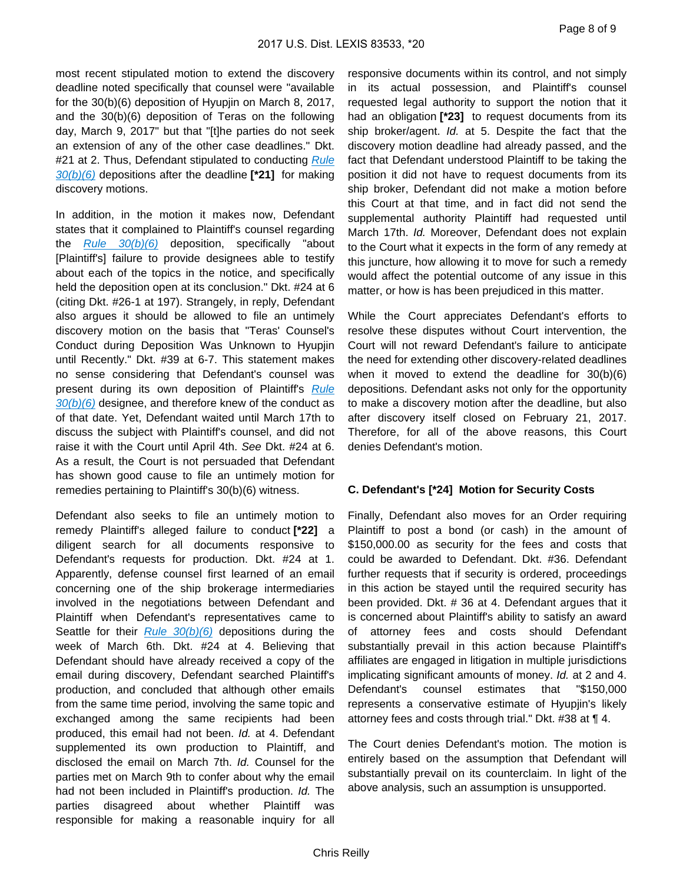most recent stipulated motion to extend the discovery deadline noted specifically that counsel were "available for the 30(b)(6) deposition of Hyupjin on March 8, 2017, and the 30(b)(6) deposition of Teras on the following day, March 9, 2017" but that "[t]he parties do not seek an extension of any of the other case deadlines." Dkt. #21 at 2. Thus, Defendant stipulated to conducting Rule 30(b)(6) depositions after the deadline **[*21]** for making discovery motions.

In addition, in the motion it makes now, Defendant states that it complained to Plaintiff's counsel regarding the Rule 30(b)(6) deposition, specifically "about [Plaintiff's] failure to provide designees able to testify about each of the topics in the notice, and specifically held the deposition open at its conclusion." Dkt. #24 at 6 (citing Dkt. #26-1 at 197). Strangely, in reply, Defendant also argues it should be allowed to file an untimely discovery motion on the basis that "Teras' Counsel's Conduct during Deposition Was Unknown to Hyupjin until Recently." Dkt. #39 at 6-7. This statement makes no sense considering that Defendant's counsel was present during its own deposition of Plaintiff's Rule 30(b)(6) designee, and therefore knew of the conduct as of that date. Yet, Defendant waited until March 17th to discuss the subject with Plaintiff's counsel, and did not raise it with the Court until April 4th. *See* Dkt. #24 at 6. As a result, the Court is not persuaded that Defendant has shown good cause to file an untimely motion for remedies pertaining to Plaintiff's 30(b)(6) witness.

Defendant also seeks to file an untimely motion to remedy Plaintiff's alleged failure to conduct **[*22]** a diligent search for all documents responsive to Defendant's requests for production. Dkt. #24 at 1. Apparently, defense counsel first learned of an email concerning one of the ship brokerage intermediaries involved in the negotiations between Defendant and Plaintiff when Defendant's representatives came to Seattle for their Rule 30(b)(6) depositions during the week of March 6th. Dkt. #24 at 4. Believing that Defendant should have already received a copy of the email during discovery, Defendant searched Plaintiff's production, and concluded that although other emails from the same time period, involving the same topic and exchanged among the same recipients had been produced, this email had not been. *Id.* at 4. Defendant supplemented its own production to Plaintiff, and disclosed the email on March 7th. *Id.* Counsel for the parties met on March 9th to confer about why the email had not been included in Plaintiff's production. *Id.* The parties disagreed about whether Plaintiff was responsible for making a reasonable inquiry for all responsive documents within its control, and not simply in its actual possession, and Plaintiff's counsel requested legal authority to support the notion that it had an obligation **[*23]** to request documents from its ship broker/agent. *Id.* at 5. Despite the fact that the discovery motion deadline had already passed, and the fact that Defendant understood Plaintiff to be taking the position it did not have to request documents from its ship broker, Defendant did not make a motion before this Court at that time, and in fact did not send the supplemental authority Plaintiff had requested until March 17th. *Id.* Moreover, Defendant does not explain to the Court what it expects in the form of any remedy at this juncture, how allowing it to move for such a remedy would affect the potential outcome of any issue in this matter, or how is has been prejudiced in this matter.

While the Court appreciates Defendant's efforts to resolve these disputes without Court intervention, the Court will not reward Defendant's failure to anticipate the need for extending other discovery-related deadlines when it moved to extend the deadline for 30(b)(6) depositions. Defendant asks not only for the opportunity to make a discovery motion after the deadline, but also after discovery itself closed on February 21, 2017. Therefore, for all of the above reasons, this Court denies Defendant's motion.

### C. Defendant's [*24] Motion for Security Costs

Finally, Defendant also moves for an Order requiring Plaintiff to post a bond (or cash) in the amount of $150,000.00 as security for the fees and costs that could be awarded to Defendant. Dkt. #36. Defendant further requests that if security is ordered, proceedings in this action be stayed until the required security has been provided. Dkt. # 36 at 4. Defendant argues that it is concerned about Plaintiff's ability to satisfy an award of attorney fees and costs should Defendant substantially prevail in this action because Plaintiff's affiliates are engaged in litigation in multiple jurisdictions implicating significant amounts of money. *Id.* at 2 and 4. Defendant's counsel estimates that "$150,000 represents a conservative estimate of Hyupjin's likely attorney fees and costs through trial." Dkt. #38 at ¶ 4.

The Court denies Defendant's motion. The motion is entirely based on the assumption that Defendant will substantially prevail on its counterclaim. In light of the above analysis, such an assumption is unsupported.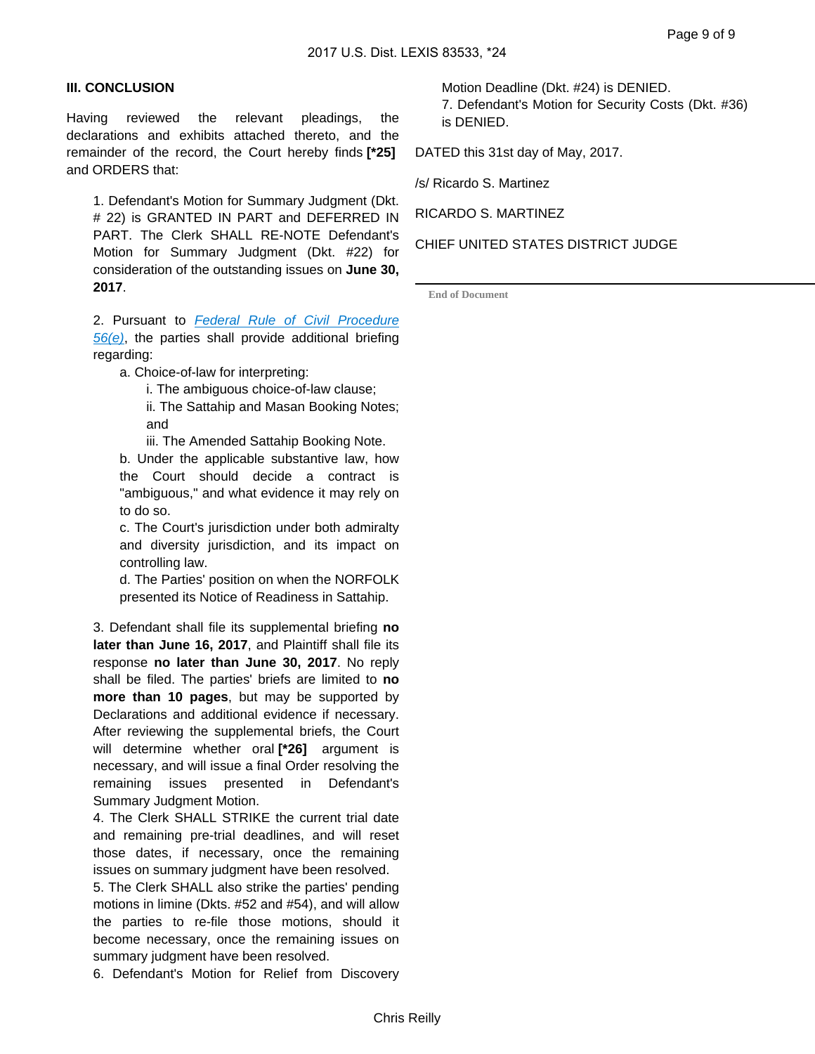### III. CONCLUSION

Having reviewed the relevant pleadings, the declarations and exhibits attached thereto, and the remainder of the record, the Court hereby finds **[*25]** and ORDERS that:

1. Defendant's Motion for Summary Judgment (Dkt. # 22) is GRANTED IN PART and DEFERRED IN PART. The Clerk SHALL RE-NOTE Defendant's Motion for Summary Judgment (Dkt. #22) for consideration of the outstanding issues on **June 30, 2017**.

2. Pursuant to *Federal Rule of Civil Procedure 56(e)*, the parties shall provide additional briefing regarding:

   a. Choice-of-law for interpreting:

      i. The ambiguous choice-of-law clause;

      ii. The Sattahip and Masan Booking Notes; and

      iii. The Amended Sattahip Booking Note.

   b. Under the applicable substantive law, how the Court should decide a contract is "ambiguous," and what evidence it may rely on to do so.

   c. The Court's jurisdiction under both admiralty and diversity jurisdiction, and its impact on controlling law.

   d. The Parties' position on when the NORFOLK presented its Notice of Readiness in Sattahip.

3. Defendant shall file its supplemental briefing **no later than June 16, 2017**, and Plaintiff shall file its response **no later than June 30, 2017**. No reply shall be filed. The parties' briefs are limited to **no more than 10 pages**, but may be supported by Declarations and additional evidence if necessary. After reviewing the supplemental briefs, the Court will determine whether oral **[*26]** argument is necessary, and will issue a final Order resolving the remaining issues presented in Defendant's Summary Judgment Motion.

4. The Clerk SHALL STRIKE the current trial date and remaining pre-trial deadlines, and will reset those dates, if necessary, once the remaining issues on summary judgment have been resolved.

5. The Clerk SHALL also strike the parties' pending motions in limine (Dkts. #52 and #54), and will allow the parties to re-file those motions, should it become necessary, once the remaining issues on summary judgment have been resolved.

6. Defendant's Motion for Relief from Discovery Motion Deadline (Dkt. #24) is DENIED.

7. Defendant's Motion for Security Costs (Dkt. #36) is DENIED.

DATED this 31st day of May, 2017.

/s/ Ricardo S. Martinez

RICARDO S. MARTINEZ

CHIEF UNITED STATES DISTRICT JUDGE

---

End of Document